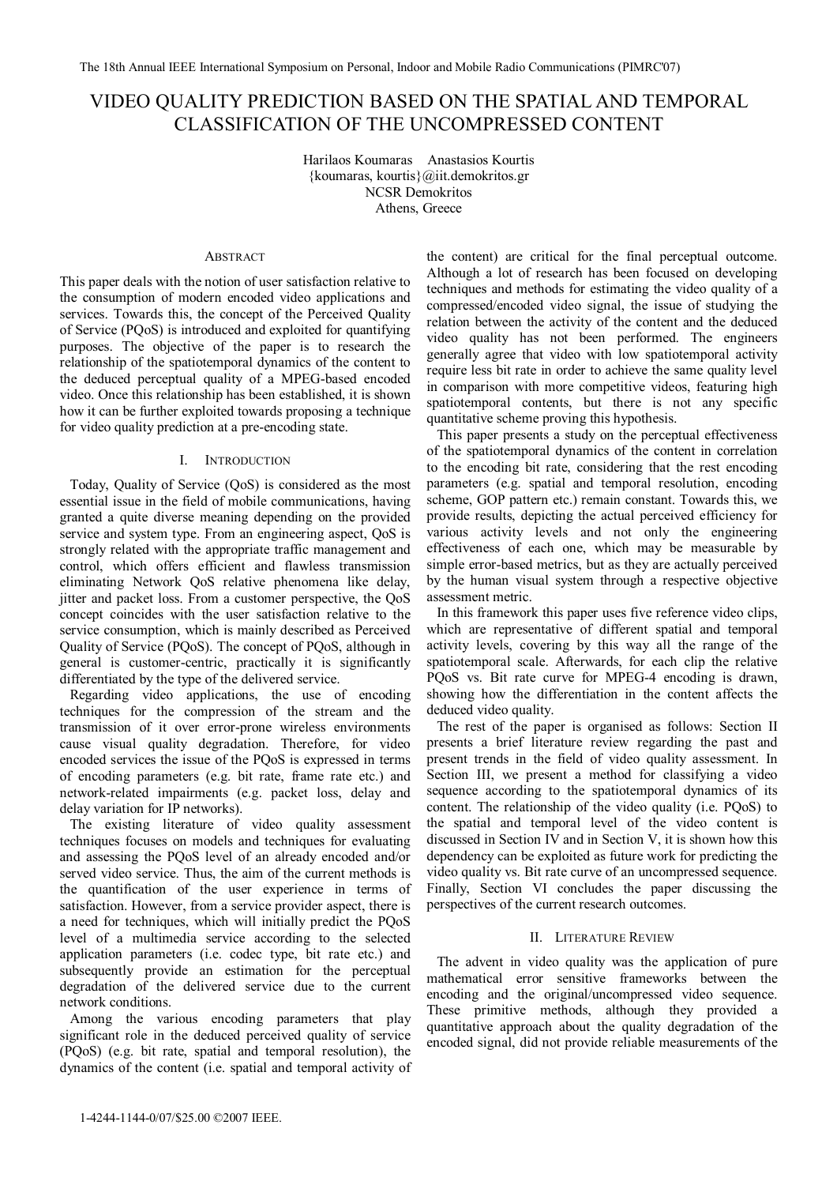# VIDEO QUALITY PREDICTION BASED ON THE SPATIAL AND TEMPORAL CLASSIFICATION OF THE UNCOMPRESSED CONTENT

Harilaos Koumaras    Anastasios Kourtis
{koumaras, kourtis}@iit.demokritos.gr
NCSR Demokritos
Athens, Greece

## ABSTRACT

This paper deals with the notion of user satisfaction relative to the consumption of modern encoded video applications and services. Towards this, the concept of the Perceived Quality of Service (PQoS) is introduced and exploited for quantifying purposes. The objective of the paper is to research the relationship of the spatiotemporal dynamics of the content to the deduced perceptual quality of a MPEG-based encoded video. Once this relationship has been established, it is shown how it can be further exploited towards proposing a technique for video quality prediction at a pre-encoding state.

## I. INTRODUCTION

Today, Quality of Service (QoS) is considered as the most essential issue in the field of mobile communications, having granted a quite diverse meaning depending on the provided service and system type. From an engineering aspect, QoS is strongly related with the appropriate traffic management and control, which offers efficient and flawless transmission eliminating Network QoS relative phenomena like delay, jitter and packet loss. From a customer perspective, the QoS concept coincides with the user satisfaction relative to the service consumption, which is mainly described as Perceived Quality of Service (PQoS). The concept of PQoS, although in general is customer-centric, practically it is significantly differentiated by the type of the delivered service.

Regarding video applications, the use of encoding techniques for the compression of the stream and the transmission of it over error-prone wireless environments cause visual quality degradation. Therefore, for video encoded services the issue of the PQoS is expressed in terms of encoding parameters (e.g. bit rate, frame rate etc.) and network-related impairments (e.g. packet loss, delay and delay variation for IP networks).

The existing literature of video quality assessment techniques focuses on models and techniques for evaluating and assessing the PQoS level of an already encoded and/or served video service. Thus, the aim of the current methods is the quantification of the user experience in terms of satisfaction. However, from a service provider aspect, there is a need for techniques, which will initially predict the PQoS level of a multimedia service according to the selected application parameters (i.e. codec type, bit rate etc.) and subsequently provide an estimation for the perceptual degradation of the delivered service due to the current network conditions.

Among the various encoding parameters that play significant role in the deduced perceived quality of service (PQoS) (e.g. bit rate, spatial and temporal resolution), the dynamics of the content (i.e. spatial and temporal activity of the content) are critical for the final perceptual outcome. Although a lot of research has been focused on developing techniques and methods for estimating the video quality of a compressed/encoded video signal, the issue of studying the relation between the activity of the content and the deduced video quality has not been performed. The engineers generally agree that video with low spatiotemporal activity require less bit rate in order to achieve the same quality level in comparison with more competitive videos, featuring high spatiotemporal contents, but there is not any specific quantitative scheme proving this hypothesis.

This paper presents a study on the perceptual effectiveness of the spatiotemporal dynamics of the content in correlation to the encoding bit rate, considering that the rest encoding parameters (e.g. spatial and temporal resolution, encoding scheme, GOP pattern etc.) remain constant. Towards this, we provide results, depicting the actual perceived efficiency for various activity levels and not only the engineering effectiveness of each one, which may be measurable by simple error-based metrics, but as they are actually perceived by the human visual system through a respective objective assessment metric.

In this framework this paper uses five reference video clips, which are representative of different spatial and temporal activity levels, covering by this way all the range of the spatiotemporal scale. Afterwards, for each clip the relative PQoS vs. Bit rate curve for MPEG-4 encoding is drawn, showing how the differentiation in the content affects the deduced video quality.

The rest of the paper is organised as follows: Section II presents a brief literature review regarding the past and present trends in the field of video quality assessment. In Section III, we present a method for classifying a video sequence according to the spatiotemporal dynamics of its content. The relationship of the video quality (i.e. PQoS) to the spatial and temporal level of the video content is discussed in Section IV and in Section V, it is shown how this dependency can be exploited as future work for predicting the video quality vs. Bit rate curve of an uncompressed sequence. Finally, Section VI concludes the paper discussing the perspectives of the current research outcomes.

## II. LITERATURE REVIEW

The advent in video quality was the application of pure mathematical error sensitive frameworks between the encoding and the original/uncompressed video sequence. These primitive methods, although they provided a quantitative approach about the quality degradation of the encoded signal, did not provide reliable measurements of the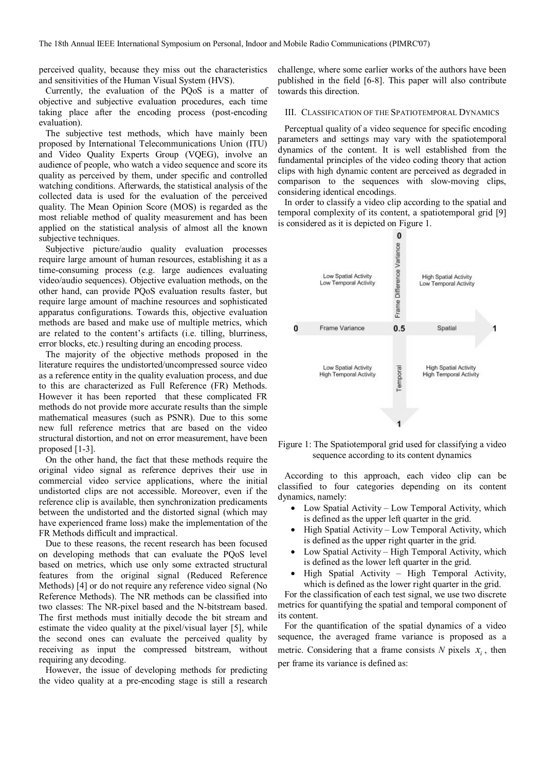perceived quality, because they miss out the characteristics and sensitivities of the Human Visual System (HVS).

Currently, the evaluation of the PQoS is a matter of objective and subjective evaluation procedures, each time taking place after the encoding process (post-encoding evaluation).

The subjective test methods, which have mainly been proposed by International Telecommunications Union (ITU) and Video Quality Experts Group (VQEG), involve an audience of people, who watch a video sequence and score its quality as perceived by them, under specific and controlled watching conditions. Afterwards, the statistical analysis of the collected data is used for the evaluation of the perceived quality. The Mean Opinion Score (MOS) is regarded as the most reliable method of quality measurement and has been applied on the statistical analysis of almost all the known subjective techniques.

Subjective picture/audio quality evaluation processes require large amount of human resources, establishing it as a time-consuming process (e.g. large audiences evaluating video/audio sequences). Objective evaluation methods, on the other hand, can provide PQoS evaluation results faster, but require large amount of machine resources and sophisticated apparatus configurations. Towards this, objective evaluation methods are based and make use of multiple metrics, which are related to the content's artifacts (i.e. tilling, blurriness, error blocks, etc.) resulting during an encoding process.

The majority of the objective methods proposed in the literature requires the undistorted/uncompressed source video as a reference entity in the quality evaluation process, and due to this are characterized as Full Reference (FR) Methods. However it has been reported that these complicated FR methods do not provide more accurate results than the simple mathematical measures (such as PSNR). Due to this some new full reference metrics that are based on the video structural distortion, and not on error measurement, have been proposed [1-3].

On the other hand, the fact that these methods require the original video signal as reference deprives their use in commercial video service applications, where the initial undistorted clips are not accessible. Moreover, even if the reference clip is available, then synchronization predicaments between the undistorted and the distorted signal (which may have experienced frame loss) make the implementation of the FR Methods difficult and impractical.

Due to these reasons, the recent research has been focused on developing methods that can evaluate the PQoS level based on metrics, which use only some extracted structural features from the original signal (Reduced Reference Methods) [4] or do not require any reference video signal (No Reference Methods). The NR methods can be classified into two classes: The NR-pixel based and the N-bitstream based. The first methods must initially decode the bit stream and estimate the video quality at the pixel/visual layer [5], while the second ones can evaluate the perceived quality by receiving as input the compressed bitstream, without requiring any decoding.

However, the issue of developing methods for predicting the video quality at a pre-encoding stage is still a research challenge, where some earlier works of the authors have been published in the field [6-8]. This paper will also contribute towards this direction.

## III. Classification of the Spatiotemporal Dynamics

Perceptual quality of a video sequence for specific encoding parameters and settings may vary with the spatiotemporal dynamics of the content. It is well established from the fundamental principles of the video coding theory that action clips with high dynamic content are perceived as degraded in comparison to the sequences with slow-moving clips, considering identical encodings.

In order to classify a video clip according to the spatial and temporal complexity of its content, a spatiotemporal grid [9] is considered as it is depicted on Figure 1.

| Low Spatial Activity<br>Low Temporal Activity | 0<br>Frame Difference Variance | High Spatial Activity<br>Low Temporal Activity |
|---|---|---|
| 0 — Frame Variance | 0.5 | Spatial — 1 |
| Low Spatial Activity<br>High Temporal Activity | Temporal<br>1 | High Spatial Activity<br>High Temporal Activity |

Figure 1: The Spatiotemporal grid used for classifying a video sequence according to its content dynamics

According to this approach, each video clip can be classified to four categories depending on its content dynamics, namely:

- Low Spatial Activity – Low Temporal Activity, which is defined as the upper left quarter in the grid.
- High Spatial Activity – Low Temporal Activity, which is defined as the upper right quarter in the grid.
- Low Spatial Activity – High Temporal Activity, which is defined as the lower left quarter in the grid.
- High Spatial Activity – High Temporal Activity, which is defined as the lower right quarter in the grid.

For the classification of each test signal, we use two discrete metrics for quantifying the spatial and temporal component of its content.

For the quantification of the spatial dynamics of a video sequence, the averaged frame variance is proposed as a metric. Considering that a frame consists $N$ pixels $x_i$, then per frame its variance is defined as: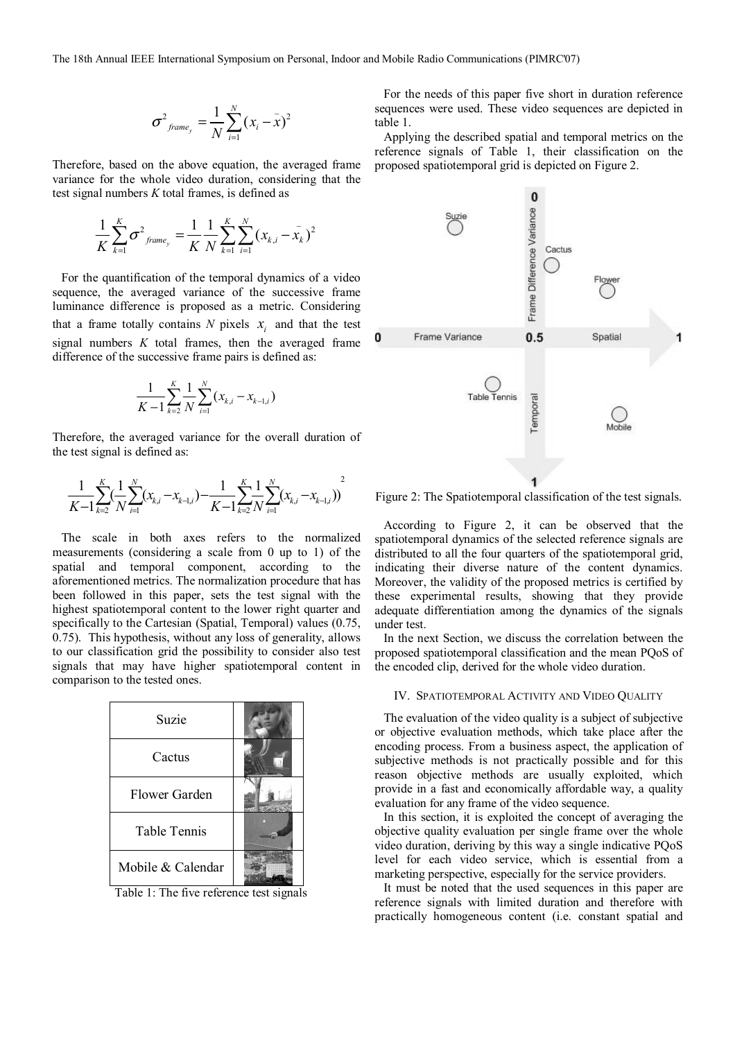$$\sigma^2_{frame_y} = \frac{1}{N}\sum_{i=1}^{N}(x_i - \bar{x})^2$$

Therefore, based on the above equation, the averaged frame variance for the whole video duration, considering that the test signal numbers $K$ total frames, is defined as

$$\frac{1}{K}\sum_{k=1}^{K}\sigma^2_{frame_y} = \frac{1}{K}\frac{1}{N}\sum_{k=1}^{K}\sum_{i=1}^{N}(x_{k,i} - \bar{x}_k)^2$$

For the quantification of the temporal dynamics of a video sequence, the averaged variance of the successive frame luminance difference is proposed as a metric. Considering that a frame totally contains $N$ pixels $x_i$ and that the test signal numbers $K$ total frames, then the averaged frame difference of the successive frame pairs is defined as:

$$\frac{1}{K-1}\sum_{k=2}^{K}\frac{1}{N}\sum_{i=1}^{N}(x_{k,i} - x_{k-1,i})$$

Therefore, the averaged variance for the overall duration of the test signal is defined as:

$$\frac{1}{K-1}\sum_{k=2}^{K}\left(\frac{1}{N}\sum_{i=1}^{N}(x_{k,i} - x_{k-1,i}) - \frac{1}{K-1}\sum_{k=2}^{K}\frac{1}{N}\sum_{i=1}^{N}(x_{k,i} - x_{k-1,i})\right)^2$$

The scale in both axes refers to the normalized measurements (considering a scale from 0 up to 1) of the spatial and temporal component, according to the aforementioned metrics. The normalization procedure that has been followed in this paper, sets the test signal with the highest spatiotemporal content to the lower right quarter and specifically to the Cartesian (Spatial, Temporal) values (0.75, 0.75). This hypothesis, without any loss of generality, allows to our classification grid the possibility to consider also test signals that may have higher spatiotemporal content in comparison to the tested ones.

| Suzie | |
|---|---|
| Cactus | |
| Flower Garden | |
| Table Tennis | |
| Mobile & Calendar | |

Table 1: The five reference test signals

For the needs of this paper five short in duration reference sequences were used. These video sequences are depicted in table 1.

Applying the described spatial and temporal metrics on the reference signals of Table 1, their classification on the proposed spatiotemporal grid is depicted on Figure 2.

Figure 2: The Spatiotemporal classification of the test signals.

According to Figure 2, it can be observed that the spatiotemporal dynamics of the selected reference signals are distributed to all the four quarters of the spatiotemporal grid, indicating their diverse nature of the content dynamics. Moreover, the validity of the proposed metrics is certified by these experimental results, showing that they provide adequate differentiation among the dynamics of the signals under test.

In the next Section, we discuss the correlation between the proposed spatiotemporal classification and the mean PQoS of the encoded clip, derived for the whole video duration.

## IV. Spatiotemporal Activity and Video Quality

The evaluation of the video quality is a subject of subjective or objective evaluation methods, which take place after the encoding process. From a business aspect, the application of subjective methods is not practically possible and for this reason objective methods are usually exploited, which provide in a fast and economically affordable way, a quality evaluation for any frame of the video sequence.

In this section, it is exploited the concept of averaging the objective quality evaluation per single frame over the whole video duration, deriving by this way a single indicative PQoS level for each video service, which is essential from a marketing perspective, especially for the service providers.

It must be noted that the used sequences in this paper are reference signals with limited duration and therefore with practically homogeneous content (i.e. constant spatial and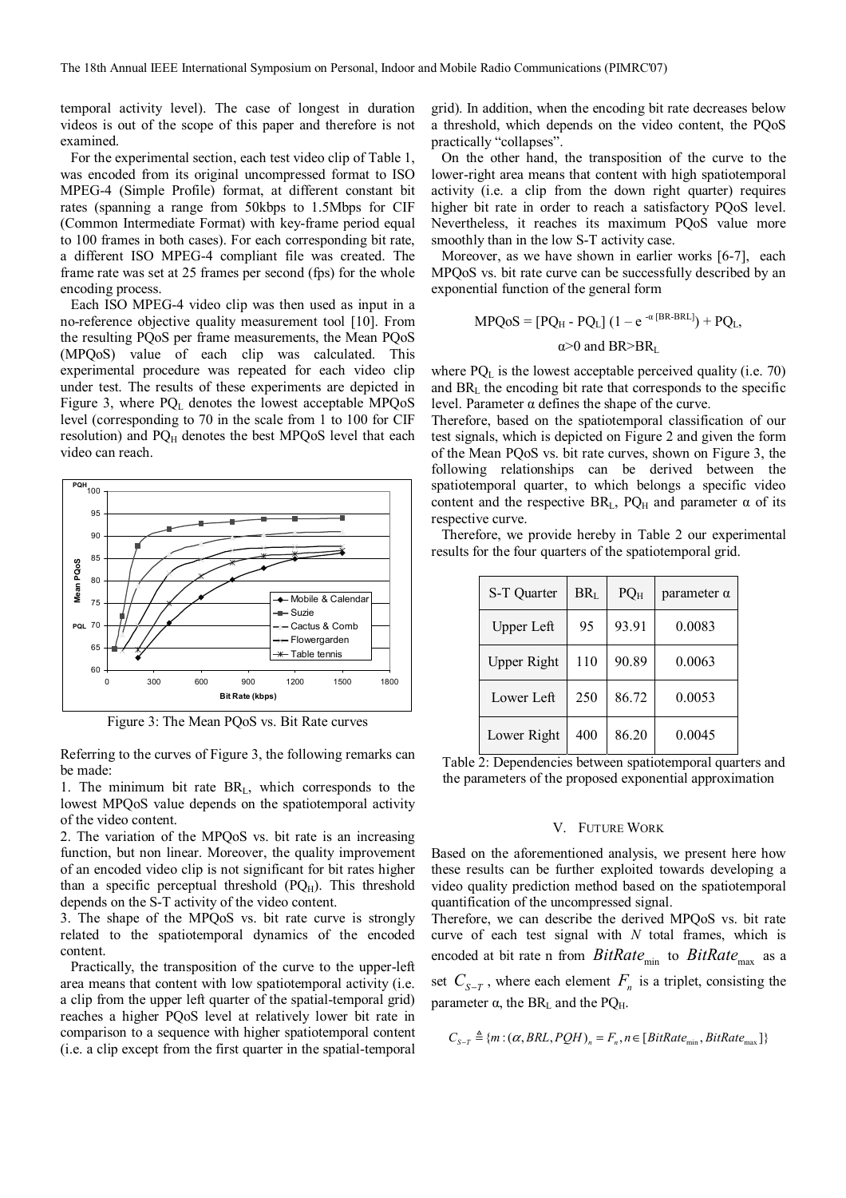temporal activity level). The case of longest in duration videos is out of the scope of this paper and therefore is not examined.

For the experimental section, each test video clip of Table 1, was encoded from its original uncompressed format to ISO MPEG-4 (Simple Profile) format, at different constant bit rates (spanning a range from 50kbps to 1.5Mbps for CIF (Common Intermediate Format) with key-frame period equal to 100 frames in both cases). For each corresponding bit rate, a different ISO MPEG-4 compliant file was created. The frame rate was set at 25 frames per second (fps) for the whole encoding process.

Each ISO MPEG-4 video clip was then used as input in a no-reference objective quality measurement tool [10]. From the resulting PQoS per frame measurements, the Mean PQoS (MPQoS) value of each clip was calculated. This experimental procedure was repeated for each video clip under test. The results of these experiments are depicted in Figure 3, where $PQ_L$ denotes the lowest acceptable MPQoS level (corresponding to 70 in the scale from 1 to 100 for CIF resolution) and $PQ_H$ denotes the best MPQoS level that each video can reach.

Figure 3: The Mean PQoS vs. Bit Rate curves

Referring to the curves of Figure 3, the following remarks can be made:

1. The minimum bit rate $BR_L$, which corresponds to the lowest MPQoS value depends on the spatiotemporal activity of the video content.
2. The variation of the MPQoS vs. bit rate is an increasing function, but non linear. Moreover, the quality improvement of an encoded video clip is not significant for bit rates higher than a specific perceptual threshold ($PQ_H$). This threshold depends on the S-T activity of the video content.
3. The shape of the MPQoS vs. bit rate curve is strongly related to the spatiotemporal dynamics of the encoded content.

Practically, the transposition of the curve to the upper-left area means that content with low spatiotemporal activity (i.e. a clip from the upper left quarter of the spatial-temporal grid) reaches a higher PQoS level at relatively lower bit rate in comparison to a sequence with higher spatiotemporal content (i.e. a clip except from the first quarter in the spatial-temporal grid). In addition, when the encoding bit rate decreases below a threshold, which depends on the video content, the PQoS practically "collapses".

On the other hand, the transposition of the curve to the lower-right area means that content with high spatiotemporal activity (i.e. a clip from the down right quarter) requires higher bit rate in order to reach a satisfactory PQoS level. Nevertheless, it reaches its maximum PQoS value more smoothly than in the low S-T activity case.

Moreover, as we have shown in earlier works [6-7], each MPQoS vs. bit rate curve can be successfully described by an exponential function of the general form

$$MPQoS = [PQ_H - PQ_L]\,(1 - e^{-\alpha\,[BR-BRL]}) + PQ_L,$$

$$\alpha > 0 \text{ and } BR > BR_L$$

where $PQ_L$ is the lowest acceptable perceived quality (i.e. 70) and $BR_L$ the encoding bit rate that corresponds to the specific level. Parameter α defines the shape of the curve.

Therefore, based on the spatiotemporal classification of our test signals, which is depicted on Figure 2 and given the form of the Mean PQoS vs. bit rate curves, shown on Figure 3, the following relationships can be derived between the spatiotemporal quarter, to which belongs a specific video content and the respective $BR_L$, $PQ_H$ and parameter α of its respective curve.

Therefore, we provide hereby in Table 2 our experimental results for the four quarters of the spatiotemporal grid.

| S-T Quarter | $BR_L$ | $PQ_H$ | parameter α |
|---|---|---|---|
| Upper Left | 95 | 93.91 | 0.0083 |
| Upper Right | 110 | 90.89 | 0.0063 |
| Lower Left | 250 | 86.72 | 0.0053 |
| Lower Right | 400 | 86.20 | 0.0045 |

Table 2: Dependencies between spatiotemporal quarters and the parameters of the proposed exponential approximation

## V. FUTURE WORK

Based on the aforementioned analysis, we present here how these results can be further exploited towards developing a video quality prediction method based on the spatiotemporal quantification of the uncompressed signal.

Therefore, we can describe the derived MPQoS vs. bit rate curve of each test signal with $N$ total frames, which is encoded at bit rate n from $BitRate_{\min}$ to $BitRate_{\max}$ as a set $C_{S-T}$, where each element $F_n$ is a triplet, consisting the parameter α, the $BR_L$ and the $PQ_H$.

$$C_{S-T} \triangleq \{m : (\alpha, BRL, PQH)_n = F_n, n \in [BitRate_{\min}, BitRate_{\max}]\}$$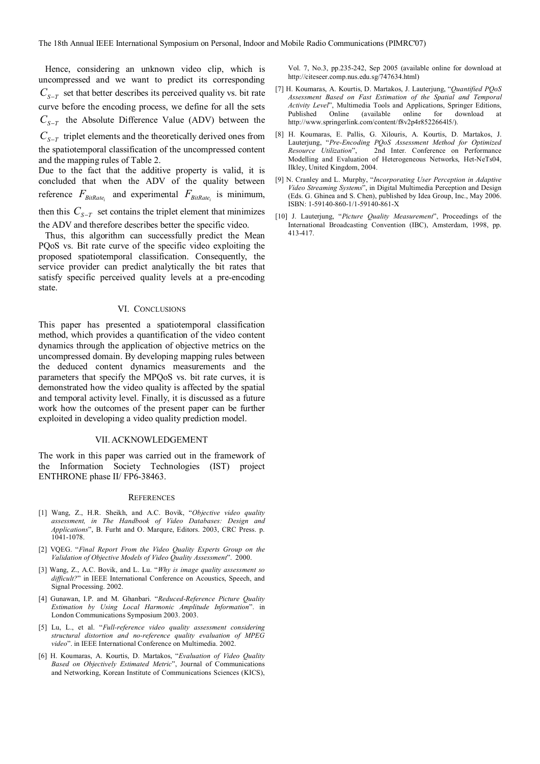Hence, considering an unknown video clip, which is uncompressed and we want to predict its corresponding $C_{S-T}$ set that better describes its perceived quality vs. bit rate curve before the encoding process, we define for all the sets $C_{S-T}$ the Absolute Difference Value (ADV) between the $C_{S-T}$ triplet elements and the theoretically derived ones from the spatiotemporal classification of the uncompressed content and the mapping rules of Table 2.

Due to the fact that the additive property is valid, it is concluded that when the ADV of the quality between reference $F_{BitRate_i}$ and experimental $F_{BitRate_i}$ is minimum, then this $C_{S-T}$ set contains the triplet element that minimizes the ADV and therefore describes better the specific video.

Thus, this algorithm can successfully predict the Mean PQoS vs. Bit rate curve of the specific video exploiting the proposed spatiotemporal classification. Consequently, the service provider can predict analytically the bit rates that satisfy specific perceived quality levels at a pre-encoding state.

## VI. Conclusions

This paper has presented a spatiotemporal classification method, which provides a quantification of the video content dynamics through the application of objective metrics on the uncompressed domain. By developing mapping rules between the deduced content dynamics measurements and the parameters that specify the MPQoS vs. bit rate curves, it is demonstrated how the video quality is affected by the spatial and temporal activity level. Finally, it is discussed as a future work how the outcomes of the present paper can be further exploited in developing a video quality prediction model.

## VII. Acknowledgement

The work in this paper was carried out in the framework of the Information Society Technologies (IST) project ENTHRONE phase II/ FP6-38463.

## References

[1] Wang, Z., H.R. Sheikh, and A.C. Bovik, "*Objective video quality assessment, in The Handbook of Video Databases: Design and Applications*", B. Furht and O. Marqure, Editors. 2003, CRC Press. p. 1041-1078.

[2] VQEG. "*Final Report From the Video Quality Experts Group on the Validation of Objective Models of Video Quality Assessment*". 2000.

[3] Wang, Z., A.C. Bovik, and L. Lu. "*Why is image quality assessment so difficult?*" in IEEE International Conference on Acoustics, Speech, and Signal Processing. 2002.

[4] Gunawan, I.P. and M. Ghanbari. "*Reduced-Reference Picture Quality Estimation by Using Local Harmonic Amplitude Information*". in London Communications Symposium 2003. 2003.

[5] Lu, L., et al. "*Full-reference video quality assessment considering structural distortion and no-reference quality evaluation of MPEG video*". in IEEE International Conference on Multimedia. 2002.

[6] H. Koumaras, A. Kourtis, D. Martakos, "*Evaluation of Video Quality Based on Objectively Estimated Metric*", Journal of Communications and Networking, Korean Institute of Communications Sciences (KICS), Vol. 7, No.3, pp.235-242, Sep 2005 (available online for download at http://citeseer.comp.nus.edu.sg/747634.html)

[7] H. Koumaras, A. Kourtis, D. Martakos, J. Lauterjung, "*Quantified PQoS Assessment Based on Fast Estimation of the Spatial and Temporal Activity Level*", Multimedia Tools and Applications, Springer Editions, Published Online (available online for download at http://www.springerlink.com/content/f8v2p4r8522664l5/).

[8] H. Koumaras, E. Pallis, G. Xilouris, A. Kourtis, D. Martakos, J. Lauterjung, "*Pre-Encoding PQoS Assessment Method for Optimized Resource Utilization*", 2nd Inter. Conference on Performance Modelling and Evaluation of Heterogeneous Networks, Het-NeTs04, Ilkley, United Kingdom, 2004.

[9] N. Cranley and L. Murphy, "*Incorporating User Perception in Adaptive Video Streaming Systems*", in Digital Multimedia Perception and Design (Eds. G. Ghinea and S. Chen), published by Idea Group, Inc., May 2006. ISBN: 1-59140-860-1/1-59140-861-X

[10] J. Lauterjung, "*Picture Quality Measurement*", Proceedings of the International Broadcasting Convention (IBC), Amsterdam, 1998, pp. 413-417.